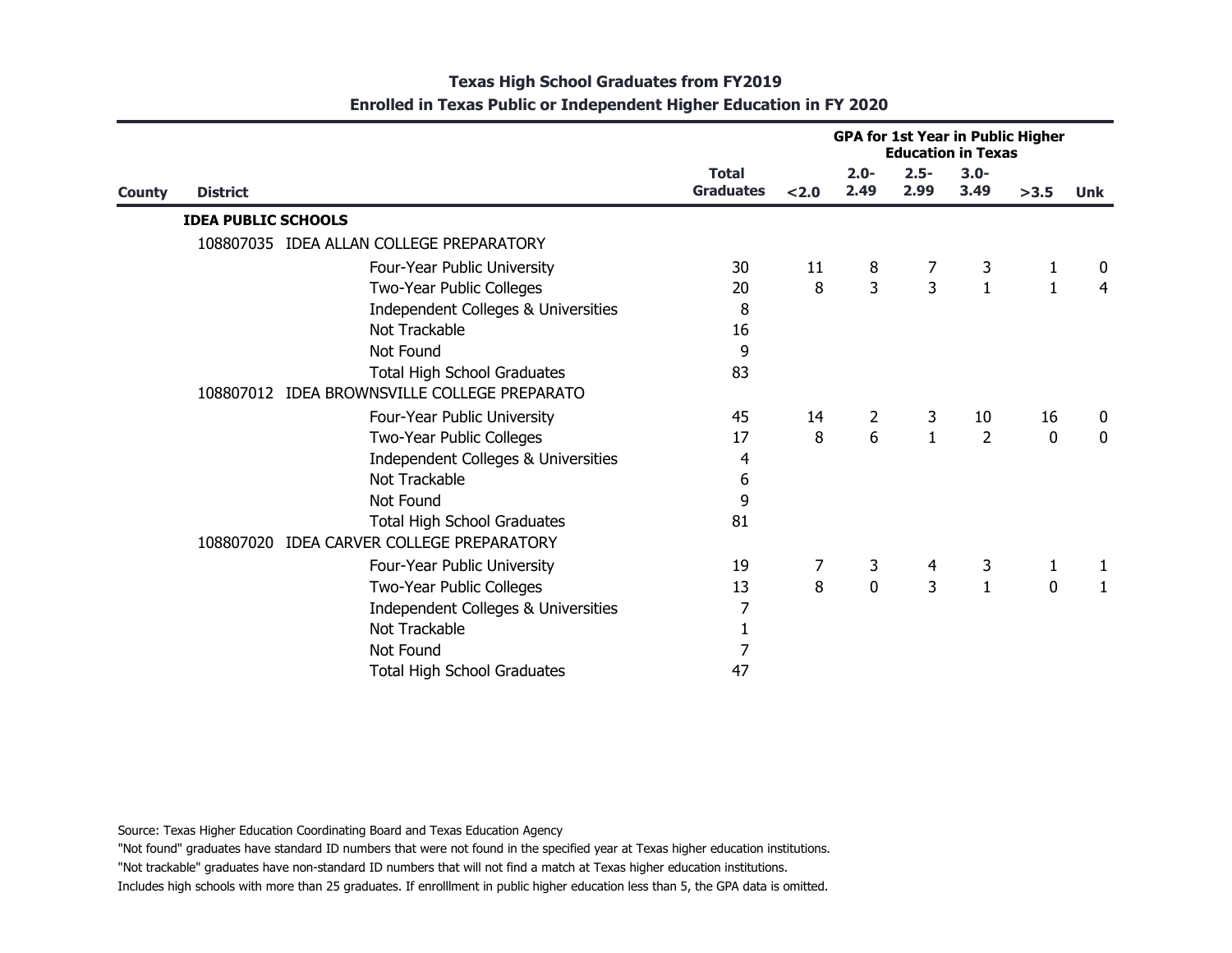## Texas High School Graduates from FY2019
## Enrolled in Texas Public or Independent Higher Education in FY 2020

| County | District | | Total Graduates | GPA for 1st Year in Public Higher Education in Texas | | | | | |
|---|---|---|---|---|---|---|---|---|---|
| | | | | <2.0 | 2.0-2.49 | 2.5-2.99 | 3.0-3.49 | >3.5 | Unk |
| | **IDEA PUBLIC SCHOOLS** | | | | | | | | |
| | 108807035 | IDEA ALLAN COLLEGE PREPARATORY | | | | | | | |
| | | Four-Year Public University | 30 | 11 | 8 | 7 | 3 | 1 | 0 |
| | | Two-Year Public Colleges | 20 | 8 | 3 | 3 | 1 | 1 | 4 |
| | | Independent Colleges & Universities | 8 | | | | | | |
| | | Not Trackable | 16 | | | | | | |
| | | Not Found | 9 | | | | | | |
| | | Total High School Graduates | 83 | | | | | | |
| | 108807012 | IDEA BROWNSVILLE COLLEGE PREPARATO | | | | | | | |
| | | Four-Year Public University | 45 | 14 | 2 | 3 | 10 | 16 | 0 |
| | | Two-Year Public Colleges | 17 | 8 | 6 | 1 | 2 | 0 | 0 |
| | | Independent Colleges & Universities | 4 | | | | | | |
| | | Not Trackable | 6 | | | | | | |
| | | Not Found | 9 | | | | | | |
| | | Total High School Graduates | 81 | | | | | | |
| | 108807020 | IDEA CARVER COLLEGE PREPARATORY | | | | | | | |
| | | Four-Year Public University | 19 | 7 | 3 | 4 | 3 | 1 | 1 |
| | | Two-Year Public Colleges | 13 | 8 | 0 | 3 | 1 | 0 | 1 |
| | | Independent Colleges & Universities | 7 | | | | | | |
| | | Not Trackable | 1 | | | | | | |
| | | Not Found | 7 | | | | | | |
| | | Total High School Graduates | 47 | | | | | | |

Source: Texas Higher Education Coordinating Board and Texas Education Agency

"Not found" graduates have standard ID numbers that were not found in the specified year at Texas higher education institutions.

"Not trackable" graduates have non-standard ID numbers that will not find a match at Texas higher education institutions.

Includes high schools with more than 25 graduates. If enrolllment in public higher education less than 5, the GPA data is omitted.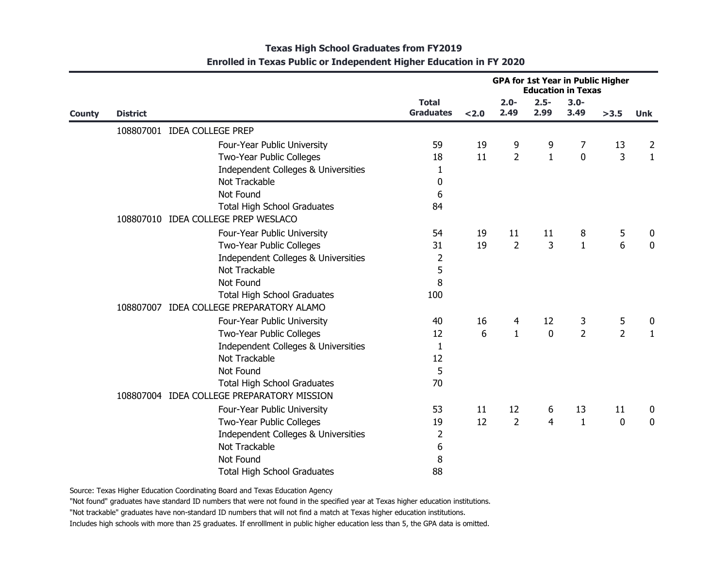## Texas High School Graduates from FY2019
## Enrolled in Texas Public or Independent Higher Education in FY 2020

| County | District | | Total Graduates | GPA for 1st Year in Public Higher Education in Texas | | | | | |
|---|---|---|---|---|---|---|---|---|---|
| | | | | <2.0 | 2.0-2.49 | 2.5-2.99 | 3.0-3.49 | >3.5 | Unk |
| | 108807001 IDEA COLLEGE PREP | | | | | | | | |
| | | Four-Year Public University | 59 | 19 | 9 | 9 | 7 | 13 | 2 |
| | | Two-Year Public Colleges | 18 | 11 | 2 | 1 | 0 | 3 | 1 |
| | | Independent Colleges & Universities | 1 | | | | | | |
| | | Not Trackable | 0 | | | | | | |
| | | Not Found | 6 | | | | | | |
| | | Total High School Graduates | 84 | | | | | | |
| | 108807010 IDEA COLLEGE PREP WESLACO | | | | | | | | |
| | | Four-Year Public University | 54 | 19 | 11 | 11 | 8 | 5 | 0 |
| | | Two-Year Public Colleges | 31 | 19 | 2 | 3 | 1 | 6 | 0 |
| | | Independent Colleges & Universities | 2 | | | | | | |
| | | Not Trackable | 5 | | | | | | |
| | | Not Found | 8 | | | | | | |
| | | Total High School Graduates | 100 | | | | | | |
| | 108807007 IDEA COLLEGE PREPARATORY ALAMO | | | | | | | | |
| | | Four-Year Public University | 40 | 16 | 4 | 12 | 3 | 5 | 0 |
| | | Two-Year Public Colleges | 12 | 6 | 1 | 0 | 2 | 2 | 1 |
| | | Independent Colleges & Universities | 1 | | | | | | |
| | | Not Trackable | 12 | | | | | | |
| | | Not Found | 5 | | | | | | |
| | | Total High School Graduates | 70 | | | | | | |
| | 108807004 IDEA COLLEGE PREPARATORY MISSION | | | | | | | | |
| | | Four-Year Public University | 53 | 11 | 12 | 6 | 13 | 11 | 0 |
| | | Two-Year Public Colleges | 19 | 12 | 2 | 4 | 1 | 0 | 0 |
| | | Independent Colleges & Universities | 2 | | | | | | |
| | | Not Trackable | 6 | | | | | | |
| | | Not Found | 8 | | | | | | |
| | | Total High School Graduates | 88 | | | | | | |

Source: Texas Higher Education Coordinating Board and Texas Education Agency

"Not found" graduates have standard ID numbers that were not found in the specified year at Texas higher education institutions.

"Not trackable" graduates have non-standard ID numbers that will not find a match at Texas higher education institutions.

Includes high schools with more than 25 graduates. If enrolllment in public higher education less than 5, the GPA data is omitted.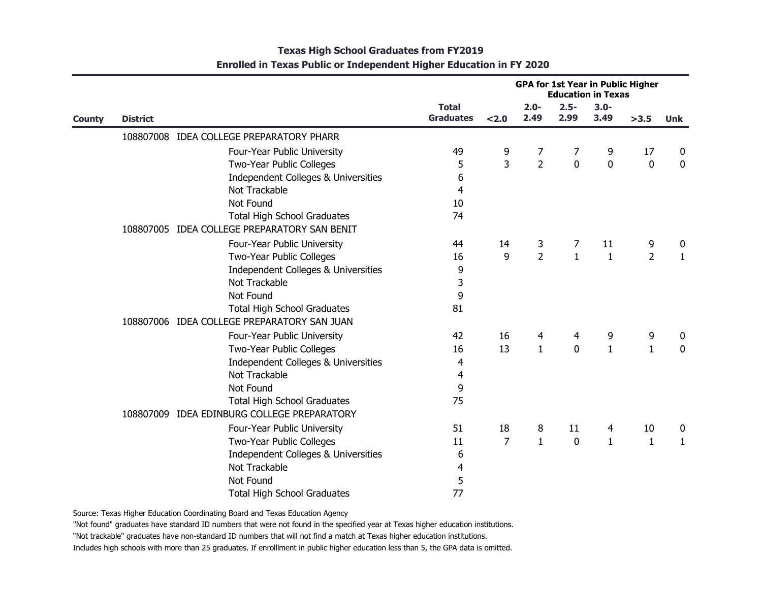**Texas High School Graduates from FY2019**
**Enrolled in Texas Public or Independent Higher Education in FY 2020**

| County | District | | Total Graduates | GPA for 1st Year in Public Higher Education in Texas | | | | | |
|---|---|---|---|---|---|---|---|---|---|
| | | | | <2.0 | 2.0-2.49 | 2.5-2.99 | 3.0-3.49 | >3.5 | Unk |
| | 108807008 | IDEA COLLEGE PREPARATORY PHARR | | | | | | | |
| | | Four-Year Public University | 49 | 9 | 7 | 7 | 9 | 17 | 0 |
| | | Two-Year Public Colleges | 5 | 3 | 2 | 0 | 0 | 0 | 0 |
| | | Independent Colleges & Universities | 6 | | | | | | |
| | | Not Trackable | 4 | | | | | | |
| | | Not Found | 10 | | | | | | |
| | | Total High School Graduates | 74 | | | | | | |
| | 108807005 | IDEA COLLEGE PREPARATORY SAN BENIT | | | | | | | |
| | | Four-Year Public University | 44 | 14 | 3 | 7 | 11 | 9 | 0 |
| | | Two-Year Public Colleges | 16 | 9 | 2 | 1 | 1 | 2 | 1 |
| | | Independent Colleges & Universities | 9 | | | | | | |
| | | Not Trackable | 3 | | | | | | |
| | | Not Found | 9 | | | | | | |
| | | Total High School Graduates | 81 | | | | | | |
| | 108807006 | IDEA COLLEGE PREPARATORY SAN JUAN | | | | | | | |
| | | Four-Year Public University | 42 | 16 | 4 | 4 | 9 | 9 | 0 |
| | | Two-Year Public Colleges | 16 | 13 | 1 | 0 | 1 | 1 | 0 |
| | | Independent Colleges & Universities | 4 | | | | | | |
| | | Not Trackable | 4 | | | | | | |
| | | Not Found | 9 | | | | | | |
| | | Total High School Graduates | 75 | | | | | | |
| | 108807009 | IDEA EDINBURG COLLEGE PREPARATORY | | | | | | | |
| | | Four-Year Public University | 51 | 18 | 8 | 11 | 4 | 10 | 0 |
| | | Two-Year Public Colleges | 11 | 7 | 1 | 0 | 1 | 1 | 1 |
| | | Independent Colleges & Universities | 6 | | | | | | |
| | | Not Trackable | 4 | | | | | | |
| | | Not Found | 5 | | | | | | |
| | | Total High School Graduates | 77 | | | | | | |

Source: Texas Higher Education Coordinating Board and Texas Education Agency

"Not found" graduates have standard ID numbers that were not found in the specified year at Texas higher education institutions.

"Not trackable" graduates have non-standard ID numbers that will not find a match at Texas higher education institutions.

Includes high schools with more than 25 graduates. If enrolllment in public higher education less than 5, the GPA data is omitted.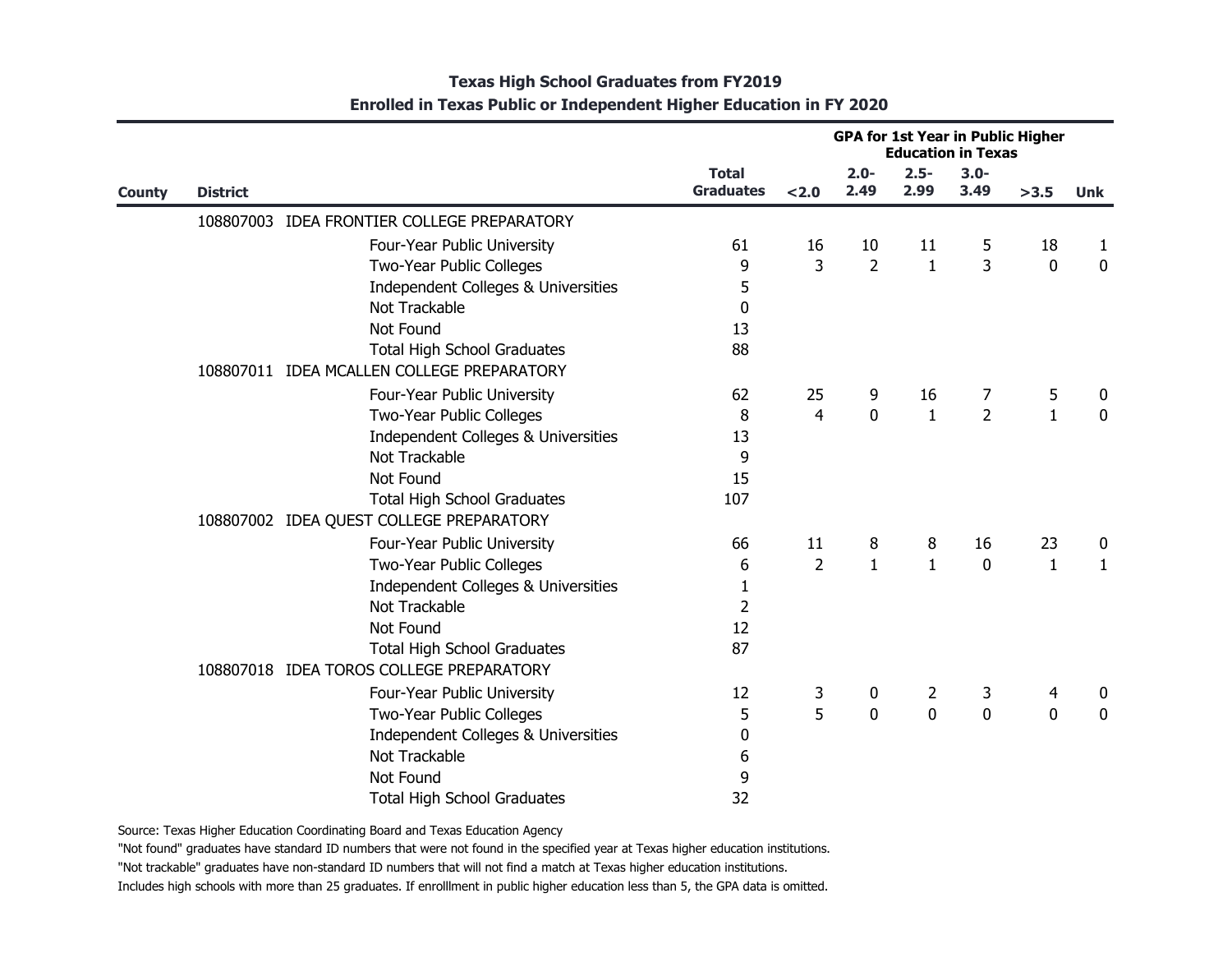**Texas High School Graduates from FY2019**
**Enrolled in Texas Public or Independent Higher Education in FY 2020**

| County | District | | Total Graduates | GPA for 1st Year in Public Higher Education in Texas | | | | | |
|---|---|---|---|---|---|---|---|---|---|
| | | | | <2.0 | 2.0-2.49 | 2.5-2.99 | 3.0-3.49 | >3.5 | Unk |
| | 108807003 | IDEA FRONTIER COLLEGE PREPARATORY | | | | | | | |
| | | Four-Year Public University | 61 | 16 | 10 | 11 | 5 | 18 | 1 |
| | | Two-Year Public Colleges | 9 | 3 | 2 | 1 | 3 | 0 | 0 |
| | | Independent Colleges & Universities | 5 | | | | | | |
| | | Not Trackable | 0 | | | | | | |
| | | Not Found | 13 | | | | | | |
| | | Total High School Graduates | 88 | | | | | | |
| | 108807011 | IDEA MCALLEN COLLEGE PREPARATORY | | | | | | | |
| | | Four-Year Public University | 62 | 25 | 9 | 16 | 7 | 5 | 0 |
| | | Two-Year Public Colleges | 8 | 4 | 0 | 1 | 2 | 1 | 0 |
| | | Independent Colleges & Universities | 13 | | | | | | |
| | | Not Trackable | 9 | | | | | | |
| | | Not Found | 15 | | | | | | |
| | | Total High School Graduates | 107 | | | | | | |
| | 108807002 | IDEA QUEST COLLEGE PREPARATORY | | | | | | | |
| | | Four-Year Public University | 66 | 11 | 8 | 8 | 16 | 23 | 0 |
| | | Two-Year Public Colleges | 6 | 2 | 1 | 1 | 0 | 1 | 1 |
| | | Independent Colleges & Universities | 1 | | | | | | |
| | | Not Trackable | 2 | | | | | | |
| | | Not Found | 12 | | | | | | |
| | | Total High School Graduates | 87 | | | | | | |
| | 108807018 | IDEA TOROS COLLEGE PREPARATORY | | | | | | | |
| | | Four-Year Public University | 12 | 3 | 0 | 2 | 3 | 4 | 0 |
| | | Two-Year Public Colleges | 5 | 5 | 0 | 0 | 0 | 0 | 0 |
| | | Independent Colleges & Universities | 0 | | | | | | |
| | | Not Trackable | 6 | | | | | | |
| | | Not Found | 9 | | | | | | |
| | | Total High School Graduates | 32 | | | | | | |

Source: Texas Higher Education Coordinating Board and Texas Education Agency

"Not found" graduates have standard ID numbers that were not found in the specified year at Texas higher education institutions.

"Not trackable" graduates have non-standard ID numbers that will not find a match at Texas higher education institutions.

Includes high schools with more than 25 graduates. If enrolllment in public higher education less than 5, the GPA data is omitted.